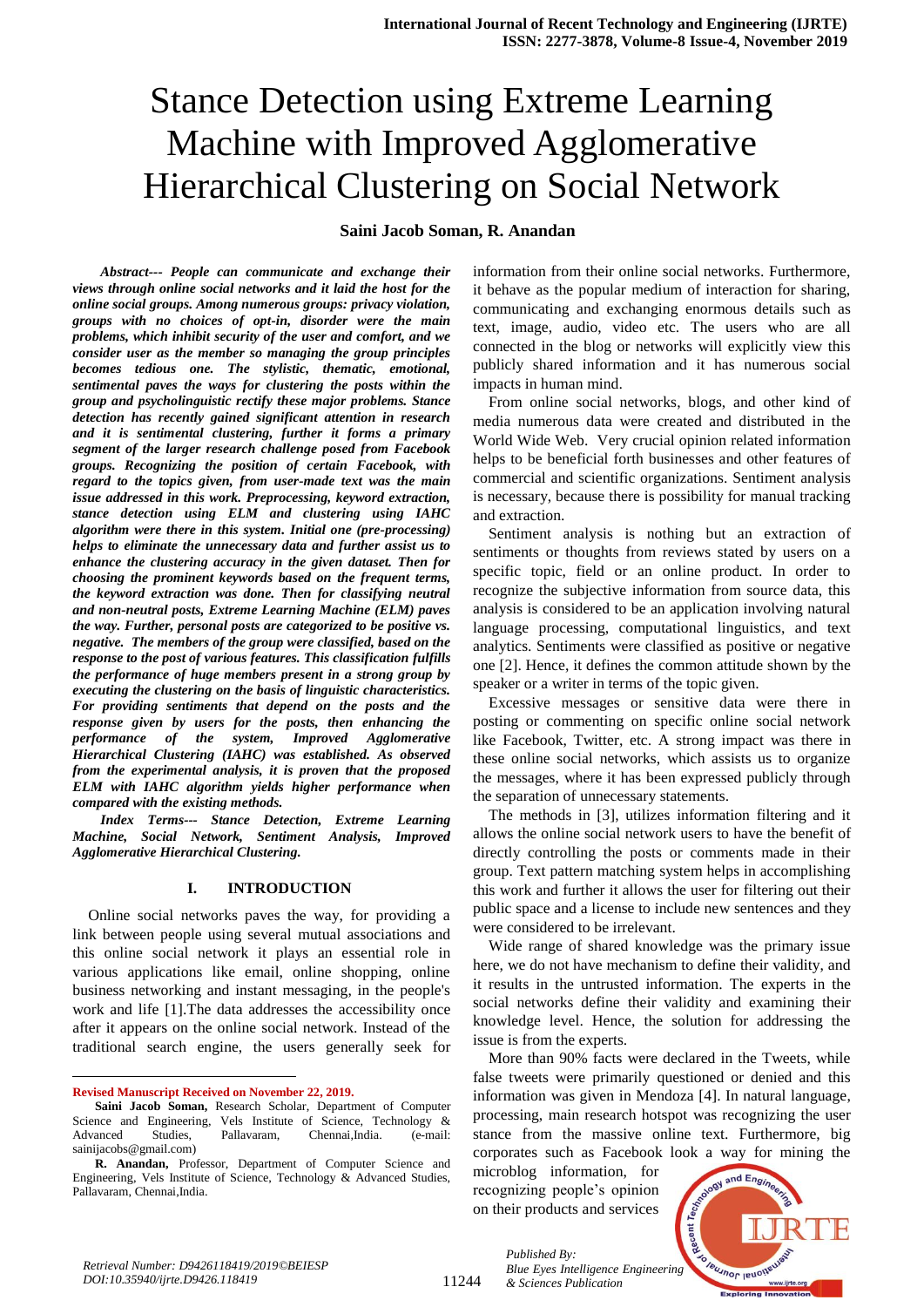# Stance Detection using Extreme Learning Machine with Improved Agglomerative Hierarchical Clustering on Social Network

**Saini Jacob Soman, R. Anandan**

***Abstract--- People can communicate and exchange their views through online social networks and it laid the host for the online social groups. Among numerous groups: privacy violation, groups with no choices of opt-in, disorder were the main problems, which inhibit security of the user and comfort, and we consider user as the member so managing the group principles becomes tedious one. The stylistic, thematic, emotional, sentimental paves the ways for clustering the posts within the group and psycholinguistic rectify these major problems. Stance detection has recently gained significant attention in research and it is sentimental clustering, further it forms a primary segment of the larger research challenge posed from Facebook groups. Recognizing the position of certain Facebook, with regard to the topics given, from user-made text was the main issue addressed in this work. Preprocessing, keyword extraction, stance detection using ELM and clustering using IAHC algorithm were there in this system. Initial one (pre-processing) helps to eliminate the unnecessary data and further assist us to enhance the clustering accuracy in the given dataset. Then for choosing the prominent keywords based on the frequent terms, the keyword extraction was done. Then for classifying neutral and non-neutral posts, Extreme Learning Machine (ELM) paves the way. Further, personal posts are categorized to be positive vs. negative. The members of the group were classified, based on the response to the post of various features. This classification fulfills the performance of huge members present in a strong group by executing the clustering on the basis of linguistic characteristics. For providing sentiments that depend on the posts and the response given by users for the posts, then enhancing the performance of the system, Improved Agglomerative Hierarchical Clustering (IAHC) was established. As observed from the experimental analysis, it is proven that the proposed ELM with IAHC algorithm yields higher performance when compared with the existing methods.***

***Index Terms--- Stance Detection, Extreme Learning Machine, Social Network, Sentiment Analysis, Improved Agglomerative Hierarchical Clustering.***

## I. INTRODUCTION

Online social networks paves the way, for providing a link between people using several mutual associations and this online social network it plays an essential role in various applications like email, online shopping, online business networking and instant messaging, in the people's work and life [1].The data addresses the accessibility once after it appears on the online social network. Instead of the traditional search engine, the users generally seek for information from their online social networks. Furthermore, it behave as the popular medium of interaction for sharing, communicating and exchanging enormous details such as text, image, audio, video etc. The users who are all connected in the blog or networks will explicitly view this publicly shared information and it has numerous social impacts in human mind.

From online social networks, blogs, and other kind of media numerous data were created and distributed in the World Wide Web. Very crucial opinion related information helps to be beneficial forth businesses and other features of commercial and scientific organizations. Sentiment analysis is necessary, because there is possibility for manual tracking and extraction.

Sentiment analysis is nothing but an extraction of sentiments or thoughts from reviews stated by users on a specific topic, field or an online product. In order to recognize the subjective information from source data, this analysis is considered to be an application involving natural language processing, computational linguistics, and text analytics. Sentiments were classified as positive or negative one [2]. Hence, it defines the common attitude shown by the speaker or a writer in terms of the topic given.

Excessive messages or sensitive data were there in posting or commenting on specific online social network like Facebook, Twitter, etc. A strong impact was there in these online social networks, which assists us to organize the messages, where it has been expressed publicly through the separation of unnecessary statements.

The methods in [3], utilizes information filtering and it allows the online social network users to have the benefit of directly controlling the posts or comments made in their group. Text pattern matching system helps in accomplishing this work and further it allows the user for filtering out their public space and a license to include new sentences and they were considered to be irrelevant.

Wide range of shared knowledge was the primary issue here, we do not have mechanism to define their validity, and it results in the untrusted information. The experts in the social networks define their validity and examining their knowledge level. Hence, the solution for addressing the issue is from the experts.

More than 90% facts were declared in the Tweets, while false tweets were primarily questioned or denied and this information was given in Mendoza [4]. In natural language, processing, main research hotspot was recognizing the user stance from the massive online text. Furthermore, big corporates such as Facebook look a way for mining the microblog information, for recognizing people's opinion on their products and services

---

**Revised Manuscript Received on November 22, 2019.**

**Saini Jacob Soman,** Research Scholar, Department of Computer Science and Engineering, Vels Institute of Science, Technology & Advanced Studies, Pallavaram, Chennai,India. (e-mail: sainijacobs@gmail.com)

**R. Anandan,** Professor, Department of Computer Science and Engineering, Vels Institute of Science, Technology & Advanced Studies, Pallavaram, Chennai,India.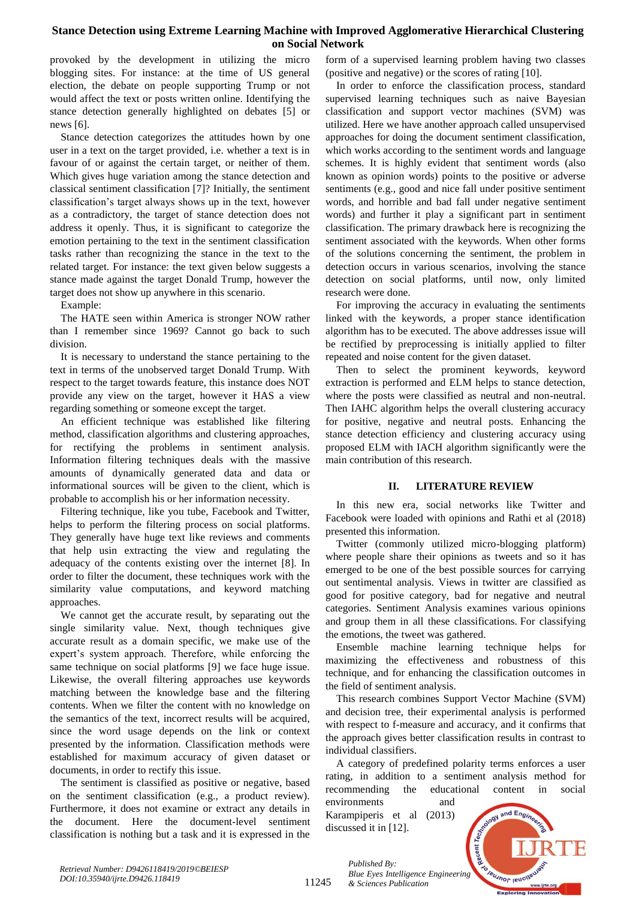provoked by the development in utilizing the micro blogging sites. For instance: at the time of US general election, the debate on people supporting Trump or not would affect the text or posts written online. Identifying the stance detection generally highlighted on debates [5] or news [6].

Stance detection categorizes the attitudes hown by one user in a text on the target provided, i.e. whether a text is in favour of or against the certain target, or neither of them. Which gives huge variation among the stance detection and classical sentiment classification [7]? Initially, the sentiment classification's target always shows up in the text, however as a contradictory, the target of stance detection does not address it openly. Thus, it is significant to categorize the emotion pertaining to the text in the sentiment classification tasks rather than recognizing the stance in the text to the related target. For instance: the text given below suggests a stance made against the target Donald Trump, however the target does not show up anywhere in this scenario.

Example:

The HATE seen within America is stronger NOW rather than I remember since 1969? Cannot go back to such division.

It is necessary to understand the stance pertaining to the text in terms of the unobserved target Donald Trump. With respect to the target towards feature, this instance does NOT provide any view on the target, however it HAS a view regarding something or someone except the target.

An efficient technique was established like filtering method, classification algorithms and clustering approaches, for rectifying the problems in sentiment analysis. Information filtering techniques deals with the massive amounts of dynamically generated data and data or informational sources will be given to the client, which is probable to accomplish his or her information necessity.

Filtering technique, like you tube, Facebook and Twitter, helps to perform the filtering process on social platforms. They generally have huge text like reviews and comments that help usin extracting the view and regulating the adequacy of the contents existing over the internet [8]. In order to filter the document, these techniques work with the similarity value computations, and keyword matching approaches.

We cannot get the accurate result, by separating out the single similarity value. Next, though techniques give accurate result as a domain specific, we make use of the expert's system approach. Therefore, while enforcing the same technique on social platforms [9] we face huge issue. Likewise, the overall filtering approaches use keywords matching between the knowledge base and the filtering contents. When we filter the content with no knowledge on the semantics of the text, incorrect results will be acquired, since the word usage depends on the link or context presented by the information. Classification methods were established for maximum accuracy of given dataset or documents, in order to rectify this issue.

The sentiment is classified as positive or negative, based on the sentiment classification (e.g., a product review). Furthermore, it does not examine or extract any details in the document. Here the document-level sentiment classification is nothing but a task and it is expressed in the form of a supervised learning problem having two classes (positive and negative) or the scores of rating [10].

In order to enforce the classification process, standard supervised learning techniques such as naive Bayesian classification and support vector machines (SVM) was utilized. Here we have another approach called unsupervised approaches for doing the document sentiment classification, which works according to the sentiment words and language schemes. It is highly evident that sentiment words (also known as opinion words) points to the positive or adverse sentiments (e.g., good and nice fall under positive sentiment words, and horrible and bad fall under negative sentiment words) and further it play a significant part in sentiment classification. The primary drawback here is recognizing the sentiment associated with the keywords. When other forms of the solutions concerning the sentiment, the problem in detection occurs in various scenarios, involving the stance detection on social platforms, until now, only limited research were done.

For improving the accuracy in evaluating the sentiments linked with the keywords, a proper stance identification algorithm has to be executed. The above addresses issue will be rectified by preprocessing is initially applied to filter repeated and noise content for the given dataset.

Then to select the prominent keywords, keyword extraction is performed and ELM helps to stance detection, where the posts were classified as neutral and non-neutral. Then IAHC algorithm helps the overall clustering accuracy for positive, negative and neutral posts. Enhancing the stance detection efficiency and clustering accuracy using proposed ELM with IACH algorithm significantly were the main contribution of this research.

## II. LITERATURE REVIEW

In this new era, social networks like Twitter and Facebook were loaded with opinions and Rathi et al (2018) presented this information.

Twitter (commonly utilized micro-blogging platform) where people share their opinions as tweets and so it has emerged to be one of the best possible sources for carrying out sentimental analysis. Views in twitter are classified as good for positive category, bad for negative and neutral categories. Sentiment Analysis examines various opinions and group them in all these classifications. For classifying the emotions, the tweet was gathered.

Ensemble machine learning technique helps for maximizing the effectiveness and robustness of this technique, and for enhancing the classification outcomes in the field of sentiment analysis.

This research combines Support Vector Machine (SVM) and decision tree, their experimental analysis is performed with respect to f-measure and accuracy, and it confirms that the approach gives better classification results in contrast to individual classifiers.

A category of predefined polarity terms enforces a user rating, in addition to a sentiment analysis method for recommending the educational content in social environments and Karampiperis et al (2013) discussed it in [12].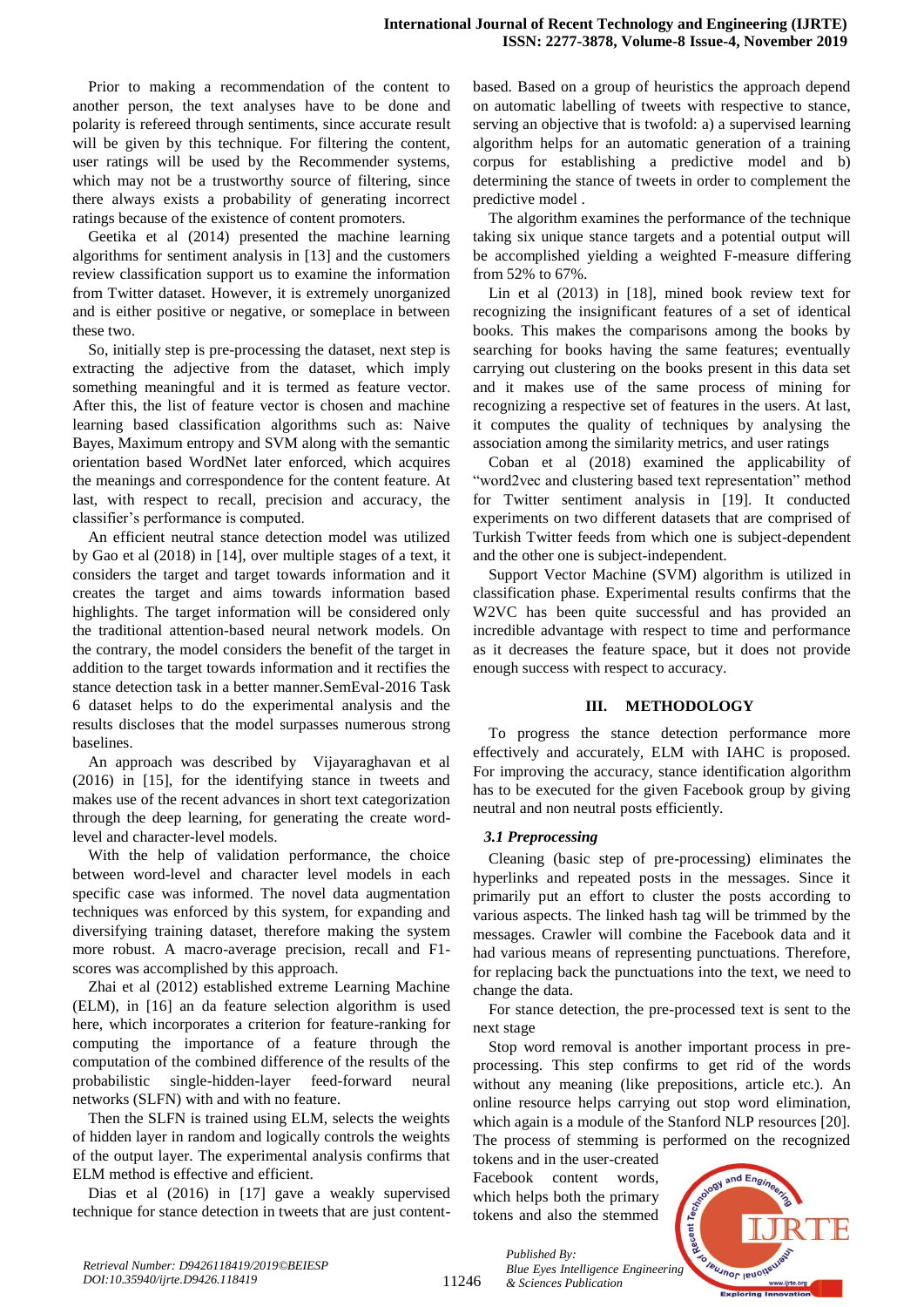Prior to making a recommendation of the content to another person, the text analyses have to be done and polarity is refereed through sentiments, since accurate result will be given by this technique. For filtering the content, user ratings will be used by the Recommender systems, which may not be a trustworthy source of filtering, since there always exists a probability of generating incorrect ratings because of the existence of content promoters.

Geetika et al (2014) presented the machine learning algorithms for sentiment analysis in [13] and the customers review classification support us to examine the information from Twitter dataset. However, it is extremely unorganized and is either positive or negative, or someplace in between these two.

So, initially step is pre-processing the dataset, next step is extracting the adjective from the dataset, which imply something meaningful and it is termed as feature vector. After this, the list of feature vector is chosen and machine learning based classification algorithms such as: Naive Bayes, Maximum entropy and SVM along with the semantic orientation based WordNet later enforced, which acquires the meanings and correspondence for the content feature. At last, with respect to recall, precision and accuracy, the classifier's performance is computed.

An efficient neutral stance detection model was utilized by Gao et al (2018) in [14], over multiple stages of a text, it considers the target and target towards information and it creates the target and aims towards information based highlights. The target information will be considered only the traditional attention-based neural network models. On the contrary, the model considers the benefit of the target in addition to the target towards information and it rectifies the stance detection task in a better manner.SemEval-2016 Task 6 dataset helps to do the experimental analysis and the results discloses that the model surpasses numerous strong baselines.

An approach was described by Vijayaraghavan et al (2016) in [15], for the identifying stance in tweets and makes use of the recent advances in short text categorization through the deep learning, for generating the create word-level and character-level models.

With the help of validation performance, the choice between word-level and character level models in each specific case was informed. The novel data augmentation techniques was enforced by this system, for expanding and diversifying training dataset, therefore making the system more robust. A macro-average precision, recall and F1-scores was accomplished by this approach.

Zhai et al (2012) established extreme Learning Machine (ELM), in [16] an da feature selection algorithm is used here, which incorporates a criterion for feature-ranking for computing the importance of a feature through the computation of the combined difference of the results of the probabilistic single-hidden-layer feed-forward neural networks (SLFN) with and with no feature.

Then the SLFN is trained using ELM, selects the weights of hidden layer in random and logically controls the weights of the output layer. The experimental analysis confirms that ELM method is effective and efficient.

Dias et al (2016) in [17] gave a weakly supervised technique for stance detection in tweets that are just content-based. Based on a group of heuristics the approach depend on automatic labelling of tweets with respective to stance, serving an objective that is twofold: a) a supervised learning algorithm helps for an automatic generation of a training corpus for establishing a predictive model and b) determining the stance of tweets in order to complement the predictive model .

The algorithm examines the performance of the technique taking six unique stance targets and a potential output will be accomplished yielding a weighted F-measure differing from 52% to 67%.

Lin et al (2013) in [18], mined book review text for recognizing the insignificant features of a set of identical books. This makes the comparisons among the books by searching for books having the same features; eventually carrying out clustering on the books present in this data set and it makes use of the same process of mining for recognizing a respective set of features in the users. At last, it computes the quality of techniques by analysing the association among the similarity metrics, and user ratings

Coban et al (2018) examined the applicability of "word2vec and clustering based text representation" method for Twitter sentiment analysis in [19]. It conducted experiments on two different datasets that are comprised of Turkish Twitter feeds from which one is subject-dependent and the other one is subject-independent.

Support Vector Machine (SVM) algorithm is utilized in classification phase. Experimental results confirms that the W2VC has been quite successful and has provided an incredible advantage with respect to time and performance as it decreases the feature space, but it does not provide enough success with respect to accuracy.

## III. METHODOLOGY

To progress the stance detection performance more effectively and accurately, ELM with IAHC is proposed. For improving the accuracy, stance identification algorithm has to be executed for the given Facebook group by giving neutral and non neutral posts efficiently.

### *3.1 Preprocessing*

Cleaning (basic step of pre-processing) eliminates the hyperlinks and repeated posts in the messages. Since it primarily put an effort to cluster the posts according to various aspects. The linked hash tag will be trimmed by the messages. Crawler will combine the Facebook data and it had various means of representing punctuations. Therefore, for replacing back the punctuations into the text, we need to change the data.

For stance detection, the pre-processed text is sent to the next stage

Stop word removal is another important process in pre-processing. This step confirms to get rid of the words without any meaning (like prepositions, article etc.). An online resource helps carrying out stop word elimination, which again is a module of the Stanford NLP resources [20]. The process of stemming is performed on the recognized tokens and in the user-created Facebook content words, which helps both the primary tokens and also the stemmed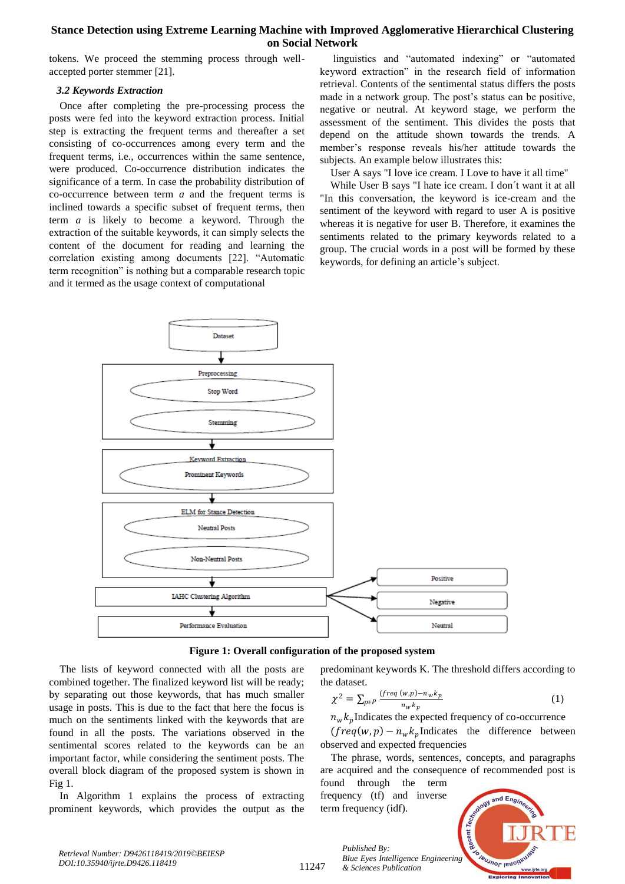tokens. We proceed the stemming process through well-accepted porter stemmer [21].

### *3.2 Keywords Extraction*

Once after completing the pre-processing process the posts were fed into the keyword extraction process. Initial step is extracting the frequent terms and thereafter a set consisting of co-occurrences among every term and the frequent terms, i.e., occurrences within the same sentence, were produced. Co-occurrence distribution indicates the significance of a term. In case the probability distribution of co-occurrence between term *a* and the frequent terms is inclined towards a specific subset of frequent terms, then term *a* is likely to become a keyword. Through the extraction of the suitable keywords, it can simply selects the content of the document for reading and learning the correlation existing among documents [22]. "Automatic term recognition" is nothing but a comparable research topic and it termed as the usage context of computational linguistics and "automated indexing" or "automated keyword extraction" in the research field of information retrieval. Contents of the sentimental status differs the posts made in a network group. The post's status can be positive, negative or neutral. At keyword stage, we perform the assessment of the sentiment. This divides the posts that depend on the attitude shown towards the trends. A member's response reveals his/her attitude towards the subjects. An example below illustrates this:

User A says "I love ice cream. I Love to have it all time"

While User B says "I hate ice cream. I don´t want it at all "In this conversation, the keyword is ice-cream and the sentiment of the keyword with regard to user A is positive whereas it is negative for user B. Therefore, it examines the sentiments related to the primary keywords related to a group. The crucial words in a post will be formed by these keywords, for defining an article's subject.

Dataset → Preprocessing (Stop Word, Stemming) → Keyword Extraction (Prominent Keywords) → ELM for Stance Detection (Neutral Posts, Non-Neutral Posts) → IAHC Clustering Algorithm (Positive, Negative, Neutral) → Performance Evaluation

**Figure 1: Overall configuration of the proposed system**

The lists of keyword connected with all the posts are combined together. The finalized keyword list will be ready; by separating out those keywords, that has much smaller usage in posts. This is due to the fact that here the focus is much on the sentiments linked with the keywords that are found in all the posts. The variations observed in the sentimental scores related to the keywords can be an important factor, while considering the sentiment posts. The overall block diagram of the proposed system is shown in Fig 1.

In Algorithm 1 explains the process of extracting prominent keywords, which provides the output as the predominant keywords K. The threshold differs according to the dataset.

$$\chi^2 = \sum_{p \epsilon P} \frac{(freq\ (w,p) - n_w k_p}{n_w k_p} \tag{1}$$

$n_w k_p$ Indicates the expected frequency of co-occurrence

$(freq(w,p) - n_w k_p$ Indicates the difference between observed and expected frequencies

The phrase, words, sentences, concepts, and paragraphs are acquired and the consequence of recommended post is found through the term frequency (tf) and inverse term frequency (idf).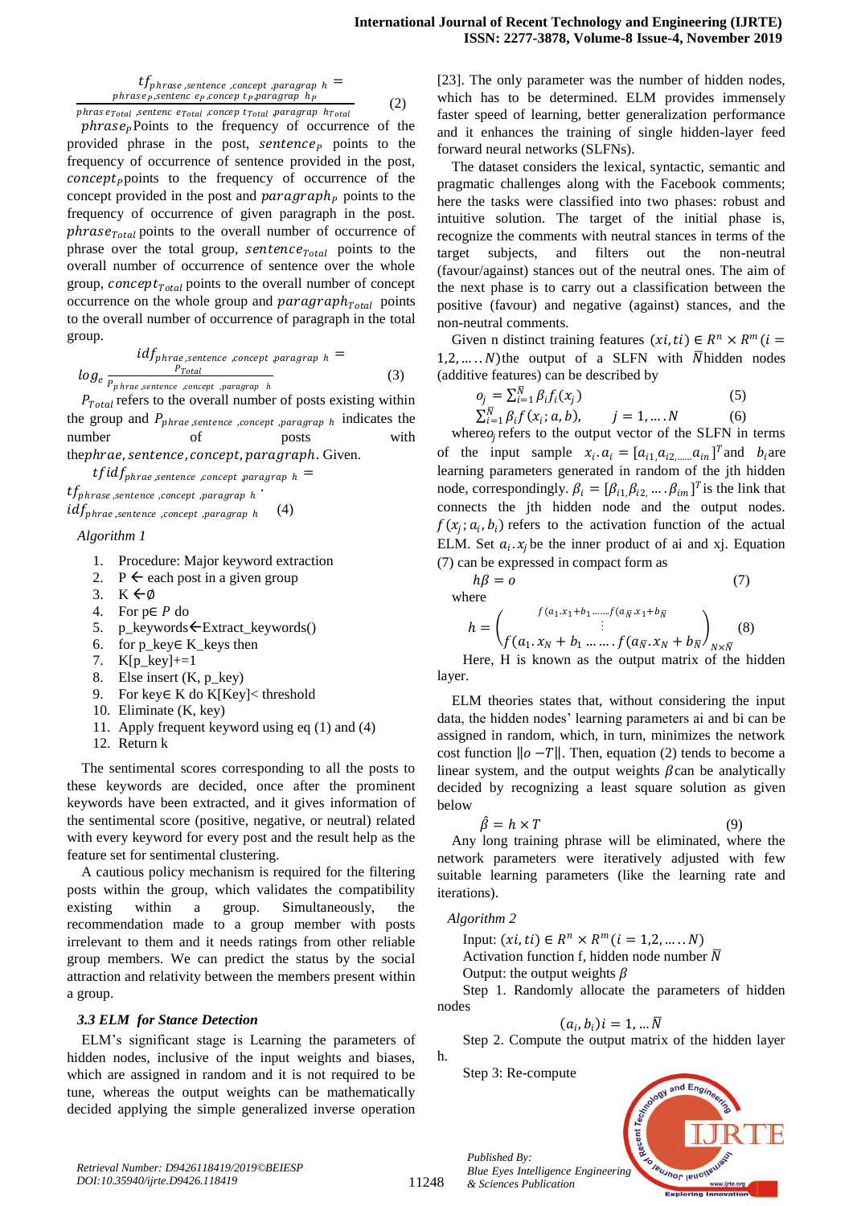$$tf_{phrase, sentence, concept, paragraph\ h} = \frac{phrase_P, sentence\ e_P, concep\ t_P, paragraph\ h_P}{phrase_{Total}, sentence_{Total}, concep\ t_{Total}, paragraph\ h_{Total}} \quad (2)$$

$phrase_P$ Points to the frequency of occurrence of the provided phrase in the post, $sentence_P$ points to the frequency of occurrence of sentence provided in the post, $concept_P$ points to the frequency of occurrence of the concept provided in the post and $paragraph_P$ points to the frequency of occurrence of given paragraph in the post. $phrase_{Total}$ points to the overall number of occurrence of phrase over the total group, $sentence_{Total}$ points to the overall number of occurrence of sentence over the whole group, $concept_{Total}$ points to the overall number of concept occurrence on the whole group and $paragraph_{Total}$ points to the overall number of occurrence of paragraph in the total group.

$$idf_{phrase, sentence, concept, paragraph\ h} = log_e \frac{P_{Total}}{P_{phrae, sentence, concept, paragraph\ h}} \quad (3)$$

$P_{Total}$ refers to the overall number of posts existing within the group and $P_{phrae, sentence, concept, paragraph\ h}$ indicates the number of posts with the $phrae, sentence, concept, paragraph$. Given.

$$tfidf_{phrae, sentence, concept, paragraph\ h} = tf_{phrase, sentence, concept, paragraph\ h} \cdot idf_{phrae, sentence, concept, paragraph\ h} \quad (4)$$

*Algorithm 1*

1. Procedure: Major keyword extraction
2. P ← each post in a given group
3. K ←∅
4. For p∈ P do
5. p_keywords←Extract_keywords()
6. for p_key∈ K_keys then
7. K[p_key]+=1
8. Else insert (K, p_key)
9. For key∈ K do K[Key]< threshold
10. Eliminate (K, key)
11. Apply frequent keyword using eq (1) and (4)
12. Return k

The sentimental scores corresponding to all the posts to these keywords are decided, once after the prominent keywords have been extracted, and it gives information of the sentimental score (positive, negative, or neutral) related with every keyword for every post and the result help as the feature set for sentimental clustering.

A cautious policy mechanism is required for the filtering posts within the group, which validates the compatibility existing within a group. Simultaneously, the recommendation made to a group member with posts irrelevant to them and it needs ratings from other reliable group members. We can predict the status by the social attraction and relativity between the members present within a group.

### *3.3 ELM for Stance Detection*

ELM's significant stage is Learning the parameters of hidden nodes, inclusive of the input weights and biases, which are assigned in random and it is not required to be tune, whereas the output weights can be mathematically decided applying the simple generalized inverse operation [23]. The only parameter was the number of hidden nodes, which has to be determined. ELM provides immensely faster speed of learning, better generalization performance and it enhances the training of single hidden-layer feed forward neural networks (SLFNs).

The dataset considers the lexical, syntactic, semantic and pragmatic challenges along with the Facebook comments; here the tasks were classified into two phases: robust and intuitive solution. The target of the initial phase is, recognize the comments with neutral stances in terms of the target subjects, and filters out the non-neutral (favour/against) stances out of the neutral ones. The aim of the next phase is to carry out a classification between the positive (favour) and negative (against) stances, and the non-neutral comments.

Given n distinct training features $(xi, ti) \in R^n \times R^m (i = 1,2, \ldots .N)$ the output of a SLFN with $\bar{N}$ hidden nodes (additive features) can be described by

$$o_j = \sum_{i=1}^{\bar{N}} \beta_i f_i(x_j) \quad (5)$$

$$\sum_{i=1}^{\bar{N}} \beta_i f(x_i; a, b), \qquad j = 1, \ldots .N \quad (6)$$

where $o_j$ refers to the output vector of the SLFN in terms of the input sample $x_i . a_i = [a_{i1}, a_{i2, \ldots\ldots} a_{in}]^T$ and $b_i$ are learning parameters generated in random of the jth hidden node, correspondingly. $\beta_i = [\beta_{i1}, \beta_{i2,} \ldots . \beta_{im}]^T$ is the link that connects the jth hidden node and the output nodes. $f(x_j; a_i, b_i)$ refers to the activation function of the actual ELM. Set $a_i . x_j$ be the inner product of ai and xj. Equation (7) can be expressed in compact form as

$$h\beta = o \quad (7)$$

where

$$h = \begin{pmatrix} f(a_1 . x_1 + b_1 \ldots\ldots f(a_{\bar{N}} . x_1 + b_{\bar{N}} \\ \vdots \\ f(a_1 . x_N + b_1 \ldots \ldots . f(a_{\bar{N}} . x_N + b_{\bar{N}} \end{pmatrix}_{N \times \bar{N}} \quad (8)$$

Here, H is known as the output matrix of the hidden layer.

ELM theories states that, without considering the input data, the hidden nodes' learning parameters ai and bi can be assigned in random, which, in turn, minimizes the network cost function $\|o - T\|$. Then, equation (2) tends to become a linear system, and the output weights $\beta$ can be analytically decided by recognizing a least square solution as given below

$$\hat{\beta} = h \times T \quad (9)$$

Any long training phrase will be eliminated, where the network parameters were iteratively adjusted with few suitable learning parameters (like the learning rate and iterations).

*Algorithm 2*

Input: $(xi, ti) \in R^n \times R^m (i = 1,2, \ldots .N)$

Activation function f, hidden node number $\bar{N}$

Output: the output weights $\beta$

Step 1. Randomly allocate the parameters of hidden nodes

$$(a_i, b_i) i = 1, \ldots \bar{N}$$

Step 2. Compute the output matrix of the hidden layer h.

Step 3: Re-compute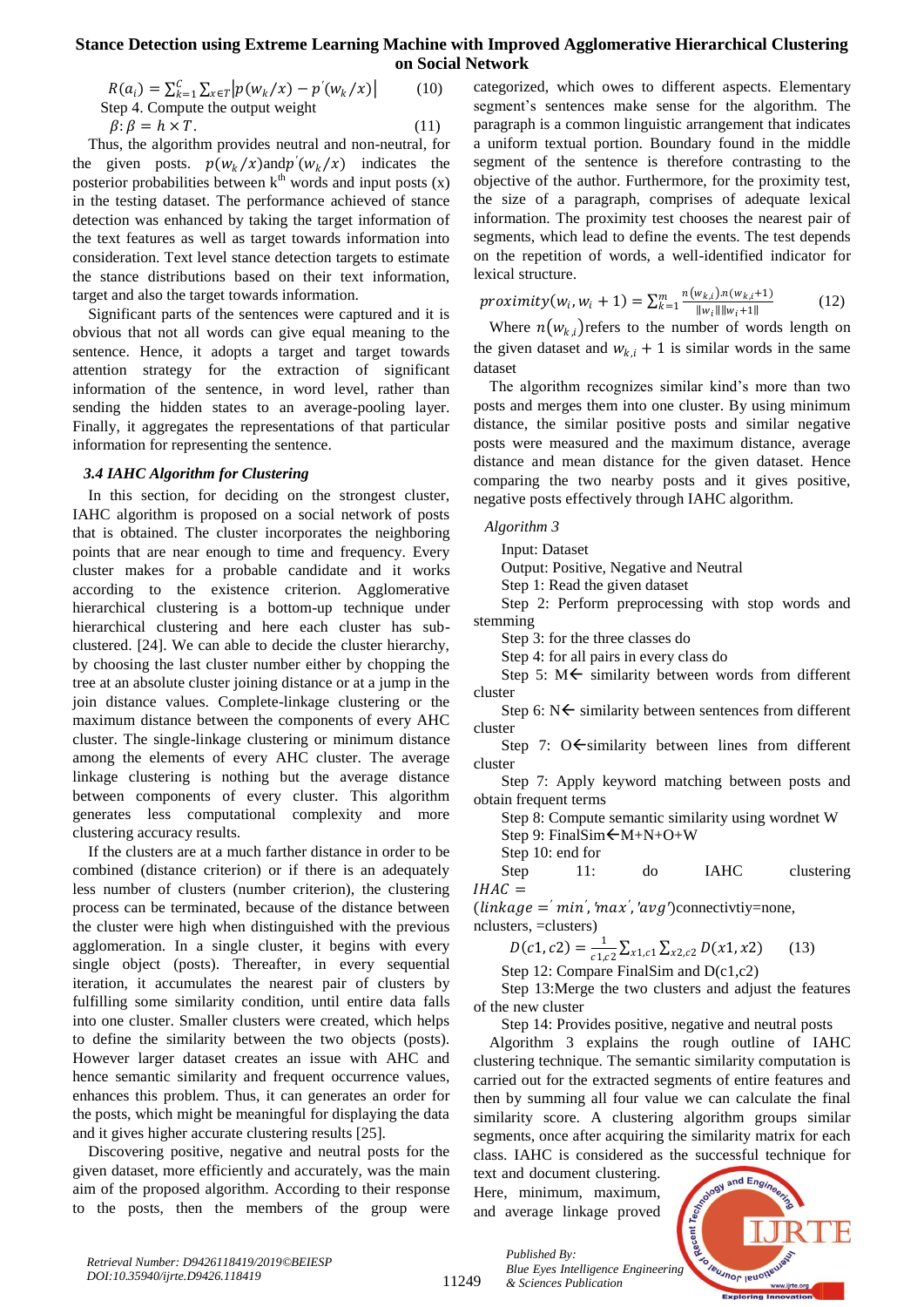$$R(a_i) = \sum_{k=1}^{C} \sum_{x \in T} \left| p(w_k/x) - p'(w_k/x) \right| \qquad (10)$$

Step 4. Compute the output weight

$$\beta : \beta = h \times T. \qquad (11)$$

Thus, the algorithm provides neutral and non-neutral, for the given posts. $p(w_k/x)$and$p'(w_k/x)$ indicates the posterior probabilities between k[th] words and input posts (x) in the testing dataset. The performance achieved of stance detection was enhanced by taking the target information of the text features as well as target towards information into consideration. Text level stance detection targets to estimate the stance distributions based on their text information, target and also the target towards information.

Significant parts of the sentences were captured and it is obvious that not all words can give equal meaning to the sentence. Hence, it adopts a target and target towards attention strategy for the extraction of significant information of the sentence, in word level, rather than sending the hidden states to an average-pooling layer. Finally, it aggregates the representations of that particular information for representing the sentence.

### 3.4 IAHC Algorithm for Clustering

In this section, for deciding on the strongest cluster, IAHC algorithm is proposed on a social network of posts that is obtained. The cluster incorporates the neighboring points that are near enough to time and frequency. Every cluster makes for a probable candidate and it works according to the existence criterion. Agglomerative hierarchical clustering is a bottom-up technique under hierarchical clustering and here each cluster has sub-clustered. [24]. We can able to decide the cluster hierarchy, by choosing the last cluster number either by chopping the tree at an absolute cluster joining distance or at a jump in the join distance values. Complete-linkage clustering or the maximum distance between the components of every AHC cluster. The single-linkage clustering or minimum distance among the elements of every AHC cluster. The average linkage clustering is nothing but the average distance between components of every cluster. This algorithm generates less computational complexity and more clustering accuracy results.

If the clusters are at a much farther distance in order to be combined (distance criterion) or if there is an adequately less number of clusters (number criterion), the clustering process can be terminated, because of the distance between the cluster were high when distinguished with the previous agglomeration. In a single cluster, it begins with every single object (posts). Thereafter, in every sequential iteration, it accumulates the nearest pair of clusters by fulfilling some similarity condition, until entire data falls into one cluster. Smaller clusters were created, which helps to define the similarity between the two objects (posts). However larger dataset creates an issue with AHC and hence semantic similarity and frequent occurrence values, enhances this problem. Thus, it can generates an order for the posts, which might be meaningful for displaying the data and it gives higher accurate clustering results [25].

Discovering positive, negative and neutral posts for the given dataset, more efficiently and accurately, was the main aim of the proposed algorithm. According to their response to the posts, then the members of the group were categorized, which owes to different aspects. Elementary segment's sentences make sense for the algorithm. The paragraph is a common linguistic arrangement that indicates a uniform textual portion. Boundary found in the middle segment of the sentence is therefore contrasting to the objective of the author. Furthermore, for the proximity test, the size of a paragraph, comprises of adequate lexical information. The proximity test chooses the nearest pair of segments, which lead to define the events. The test depends on the repetition of words, a well-identified indicator for lexical structure.

$$proximity(w_i, w_i + 1) = \sum_{k=1}^{m} \frac{n(w_{k,i}).n(w_{k,i}+1)}{\|w_i\|\|w_i+1\|} \qquad (12)$$

Where $n(w_{k,i})$refers to the number of words length on the given dataset and $w_{k,i} + 1$ is similar words in the same dataset

The algorithm recognizes similar kind's more than two posts and merges them into one cluster. By using minimum distance, the similar positive posts and similar negative posts were measured and the maximum distance, average distance and mean distance for the given dataset. Hence comparing the two nearby posts and it gives positive, negative posts effectively through IAHC algorithm.

*Algorithm 3*

Input: Dataset

Output: Positive, Negative and Neutral

Step 1: Read the given dataset

Step 2: Perform preprocessing with stop words and stemming

Step 3: for the three classes do

Step 4: for all pairs in every class do

Step 5: M← similarity between words from different cluster

Step 6: N← similarity between sentences from different cluster

Step 7: O←similarity between lines from different cluster

Step 7: Apply keyword matching between posts and obtain frequent terms

Step 8: Compute semantic similarity using wordnet W

Step 9: FinalSim←M+N+O+W

Step 10: end for

Step 11: do IAHC clustering $IHAC =$ $(linkage = 'min', 'max', 'avg')$connectivtiy=none, nclusters, =clusters)

$$D(c1, c2) = \frac{1}{c1,c2} \sum_{x1,c1} \sum_{x2,c2} D(x1, x2) \qquad (13)$$

Step 12: Compare FinalSim and D(c1,c2)

Step 13:Merge the two clusters and adjust the features of the new cluster

Step 14: Provides positive, negative and neutral posts

Algorithm 3 explains the rough outline of IAHC clustering technique. The semantic similarity computation is carried out for the extracted segments of entire features and then by summing all four value we can calculate the final similarity score. A clustering algorithm groups similar segments, once after acquiring the similarity matrix for each class. IAHC is considered as the successful technique for text and document clustering. Here, minimum, maximum, and average linkage proved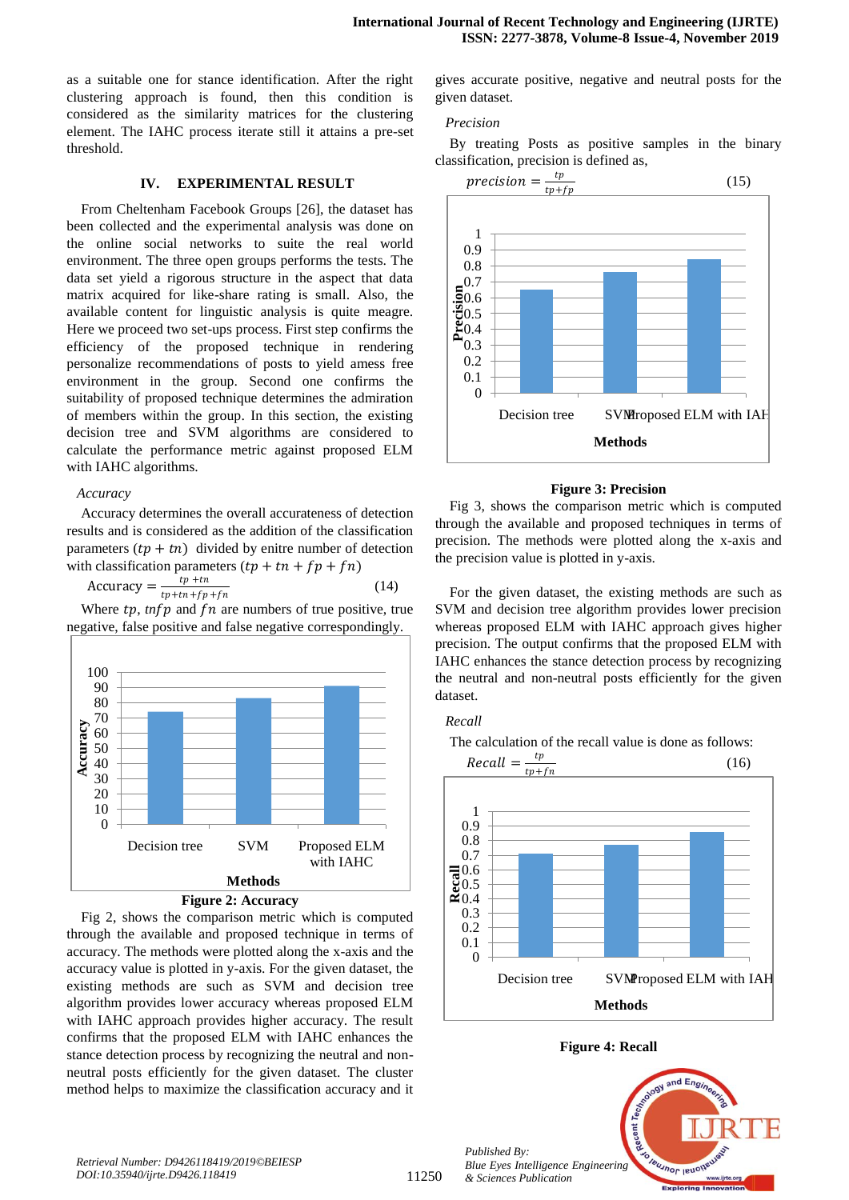as a suitable one for stance identification. After the right clustering approach is found, then this condition is considered as the similarity matrices for the clustering element. The IAHC process iterate still it attains a pre-set threshold.

## IV. EXPERIMENTAL RESULT

From Cheltenham Facebook Groups [26], the dataset has been collected and the experimental analysis was done on the online social networks to suite the real world environment. The three open groups performs the tests. The data set yield a rigorous structure in the aspect that data matrix acquired for like-share rating is small. Also, the available content for linguistic analysis is quite meagre. Here we proceed two set-ups process. First step confirms the efficiency of the proposed technique in rendering personalize recommendations of posts to yield amess free environment in the group. Second one confirms the suitability of proposed technique determines the admiration of members within the group. In this section, the existing decision tree and SVM algorithms are considered to calculate the performance metric against proposed ELM with IAHC algorithms.

*Accuracy*

Accuracy determines the overall accurateness of detection results and is considered as the addition of the classification parameters $(tp + tn)$ divided by enitre number of detection with classification parameters $(tp + tn + fp + fn)$

$$\text{Accuracy} = \frac{tp + tn}{tp + tn + fp + fn} \quad (14)$$

Where $tp$, $tnfp$ and $fn$ are numbers of true positive, true negative, false positive and false negative correspondingly.

Figure 2: Accuracy

Fig 2, shows the comparison metric which is computed through the available and proposed technique in terms of accuracy. The methods were plotted along the x-axis and the accuracy value is plotted in y-axis. For the given dataset, the existing methods are such as SVM and decision tree algorithm provides lower accuracy whereas proposed ELM with IAHC approach provides higher accuracy. The result confirms that the proposed ELM with IAHC enhances the stance detection process by recognizing the neutral and non-neutral posts efficiently for the given dataset. The cluster method helps to maximize the classification accuracy and it gives accurate positive, negative and neutral posts for the given dataset.

*Precision*

By treating Posts as positive samples in the binary classification, precision is defined as,

$$precision = \frac{tp}{tp + fp} \quad (15)$$

Figure 3: Precision

Fig 3, shows the comparison metric which is computed through the available and proposed techniques in terms of precision. The methods were plotted along the x-axis and the precision value is plotted in y-axis.

For the given dataset, the existing methods are such as SVM and decision tree algorithm provides lower precision whereas proposed ELM with IAHC approach gives higher precision. The output confirms that the proposed ELM with IAHC enhances the stance detection process by recognizing the neutral and non-neutral posts efficiently for the given dataset.

*Recall*

The calculation of the recall value is done as follows:

$$Recall = \frac{tp}{tp + fn} \quad (16)$$

Figure 4: Recall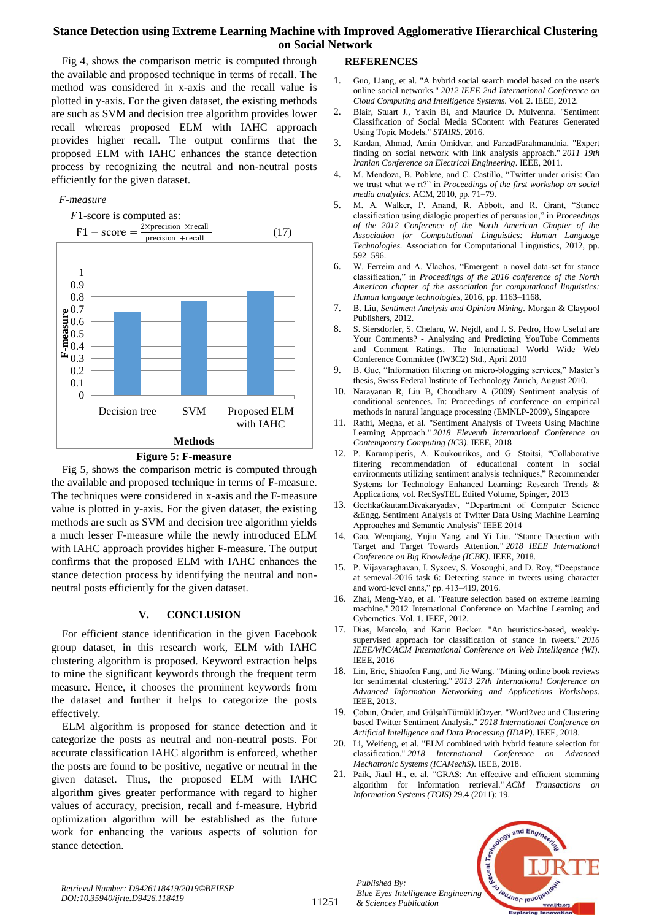Fig 4, shows the comparison metric is computed through the available and proposed technique in terms of recall. The method was considered in x-axis and the recall value is plotted in y-axis. For the given dataset, the existing methods are such as SVM and decision tree algorithm provides lower recall whereas proposed ELM with IAHC approach provides higher recall. The output confirms that the proposed ELM with IAHC enhances the stance detection process by recognizing the neutral and non-neutral posts efficiently for the given dataset.

*F-measure*

$F1$-score is computed as:

$$\text{F1} - \text{score} = \frac{2 \times \text{precision} \times \text{recall}}{\text{precision} + \text{recall}} \quad (17)$$

**Figure 5: F-measure**

Fig 5, shows the comparison metric is computed through the available and proposed technique in terms of F-measure. The techniques were considered in x-axis and the F-measure value is plotted in y-axis. For the given dataset, the existing methods are such as SVM and decision tree algorithm yields a much lesser F-measure while the newly introduced ELM with IAHC approach provides higher F-measure. The output confirms that the proposed ELM with IAHC enhances the stance detection process by identifying the neutral and non-neutral posts efficiently for the given dataset.

## V. CONCLUSION

For efficient stance identification in the given Facebook group dataset, in this research work, ELM with IAHC clustering algorithm is proposed. Keyword extraction helps to mine the significant keywords through the frequent term measure. Hence, it chooses the prominent keywords from the dataset and further it helps to categorize the posts effectively.

ELM algorithm is proposed for stance detection and it categorize the posts as neutral and non-neutral posts. For accurate classification IAHC algorithm is enforced, whether the posts are found to be positive, negative or neutral in the given dataset. Thus, the proposed ELM with IAHC algorithm gives greater performance with regard to higher values of accuracy, precision, recall and f-measure. Hybrid optimization algorithm will be established as the future work for enhancing the various aspects of solution for stance detection.

## REFERENCES

1. Guo, Liang, et al. "A hybrid social search model based on the user's online social networks." *2012 IEEE 2nd International Conference on Cloud Computing and Intelligence Systems*. Vol. 2. IEEE, 2012.
2. Blair, Stuart J., Yaxin Bi, and Maurice D. Mulvenna. "Sentiment Classification of Social Media SContent with Features Generated Using Topic Models." *STAIRS*. 2016.
3. Kardan, Ahmad, Amin Omidvar, and FarzadFarahmandnia. "Expert finding on social network with link analysis approach." *2011 19th Iranian Conference on Electrical Engineering*. IEEE, 2011.
4. M. Mendoza, B. Poblete, and C. Castillo, "Twitter under crisis: Can we trust what we rt?" in *Proceedings of the first workshop on social media analytics*. ACM, 2010, pp. 71–79.
5. M. A. Walker, P. Anand, R. Abbott, and R. Grant, "Stance classification using dialogic properties of persuasion," in *Proceedings of the 2012 Conference of the North American Chapter of the Association for Computational Linguistics: Human Language Technologies*. Association for Computational Linguistics, 2012, pp. 592–596.
6. W. Ferreira and A. Vlachos, "Emergent: a novel data-set for stance classification," in *Proceedings of the 2016 conference of the North American chapter of the association for computational linguistics: Human language technologies*, 2016, pp. 1163–1168.
7. B. Liu, *Sentiment Analysis and Opinion Mining*. Morgan & Claypool Publishers, 2012.
8. S. Siersdorfer, S. Chelaru, W. Nejdl, and J. S. Pedro, How Useful are Your Comments? - Analyzing and Predicting YouTube Comments and Comment Ratings, The International World Wide Web Conference Committee (IW3C2) Std., April 2010
9. B. Guc, "Information filtering on micro-blogging services," Master's thesis, Swiss Federal Institute of Technology Zurich, August 2010.
10. Narayanan R, Liu B, Choudhary A (2009) Sentiment analysis of conditional sentences. In: Proceedings of conference on empirical methods in natural language processing (EMNLP-2009), Singapore
11. Rathi, Megha, et al. "Sentiment Analysis of Tweets Using Machine Learning Approach." *2018 Eleventh International Conference on Contemporary Computing (IC3)*. IEEE, 2018
12. P. Karampiperis, A. Koukourikos, and G. Stoitsi, "Collaborative filtering recommendation of educational content in social environments utilizing sentiment analysis techniques," Recommender Systems for Technology Enhanced Learning: Research Trends & Applications, vol. RecSysTEL Edited Volume, Spinger, 2013
13. GeetikaGautamDivakaryadav, "Department of Computer Science &Engg. Sentiment Analysis of Twitter Data Using Machine Learning Approaches and Semantic Analysis" IEEE 2014
14. Gao, Wenqiang, Yujiu Yang, and Yi Liu. "Stance Detection with Target and Target Towards Attention." *2018 IEEE International Conference on Big Knowledge (ICBK)*. IEEE, 2018.
15. P. Vijayaraghavan, I. Sysoev, S. Vosoughi, and D. Roy, "Deepstance at semeval-2016 task 6: Detecting stance in tweets using character and word-level cnns," pp. 413–419, 2016.
16. Zhai, Meng-Yao, et al. "Feature selection based on extreme learning machine." 2012 International Conference on Machine Learning and Cybernetics. Vol. 1. IEEE, 2012.
17. Dias, Marcelo, and Karin Becker. "An heuristics-based, weakly-supervised approach for classification of stance in tweets." *2016 IEEE/WIC/ACM International Conference on Web Intelligence (WI)*. IEEE, 2016
18. Lin, Eric, Shiaofen Fang, and Jie Wang. "Mining online book reviews for sentimental clustering." *2013 27th International Conference on Advanced Information Networking and Applications Workshops*. IEEE, 2013.
19. Çoban, Önder, and GülşahTümüklüÖzyer. "Word2vec and Clustering based Twitter Sentiment Analysis." *2018 International Conference on Artificial Intelligence and Data Processing (IDAP)*. IEEE, 2018.
20. Li, Weifeng, et al. "ELM combined with hybrid feature selection for classification." *2018 International Conference on Advanced Mechatronic Systems (ICAMechS)*. IEEE, 2018.
21. Paik, Jiaul H., et al. "GRAS: An effective and efficient stemming algorithm for information retrieval." *ACM Transactions on Information Systems (TOIS)* 29.4 (2011): 19.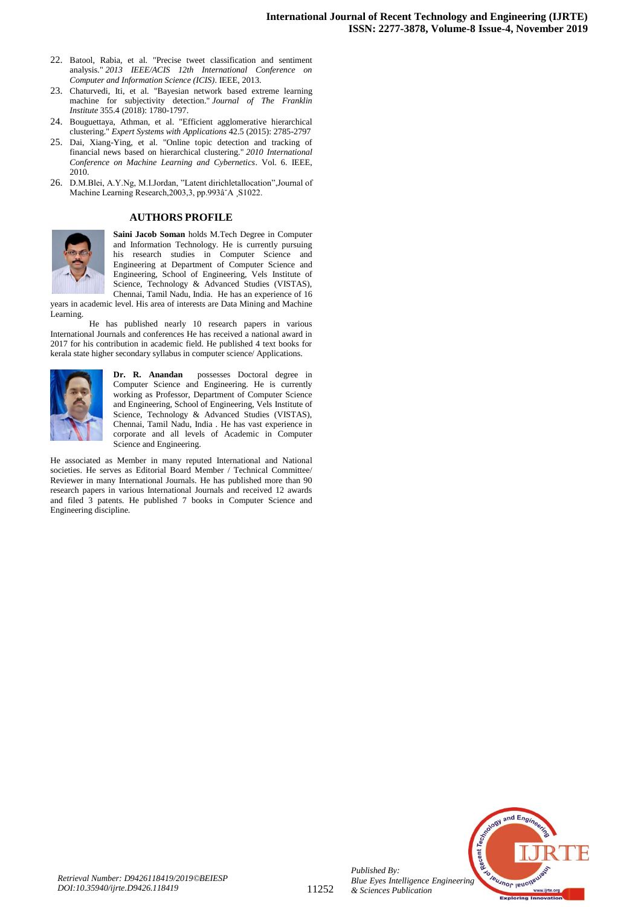22. Batool, Rabia, et al. "Precise tweet classification and sentiment analysis." *2013 IEEE/ACIS 12th International Conference on Computer and Information Science (ICIS)*. IEEE, 2013.
23. Chaturvedi, Iti, et al. "Bayesian network based extreme learning machine for subjectivity detection." *Journal of The Franklin Institute* 355.4 (2018): 1780-1797.
24. Bouguettaya, Athman, et al. "Efficient agglomerative hierarchical clustering." *Expert Systems with Applications* 42.5 (2015): 2785-2797
25. Dai, Xiang-Ying, et al. "Online topic detection and tracking of financial news based on hierarchical clustering." *2010 International Conference on Machine Learning and Cybernetics*. Vol. 6. IEEE, 2010.
26. D.M.Blei, A.Y.Ng, M.I.Jordan, "Latent dirichletallocation",Journal of Machine Learning Research,2003,3, pp.993â˘A ¸S1022.

## AUTHORS PROFILE

**Saini Jacob Soman** holds M.Tech Degree in Computer and Information Technology. He is currently pursuing his research studies in Computer Science and Engineering at Department of Computer Science and Engineering, School of Engineering, Vels Institute of Science, Technology & Advanced Studies (VISTAS), Chennai, Tamil Nadu, India. He has an experience of 16 years in academic level. His area of interests are Data Mining and Machine Learning.

He has published nearly 10 research papers in various International Journals and conferences He has received a national award in 2017 for his contribution in academic field. He published 4 text books for kerala state higher secondary syllabus in computer science/ Applications.

**Dr. R. Anandan** possesses Doctoral degree in Computer Science and Engineering. He is currently working as Professor, Department of Computer Science and Engineering, School of Engineering, Vels Institute of Science, Technology & Advanced Studies (VISTAS), Chennai, Tamil Nadu, India . He has vast experience in corporate and all levels of Academic in Computer Science and Engineering.

He associated as Member in many reputed International and National societies. He serves as Editorial Board Member / Technical Committee/ Reviewer in many International Journals. He has published more than 90 research papers in various International Journals and received 12 awards and filed 3 patents. He published 7 books in Computer Science and Engineering discipline.